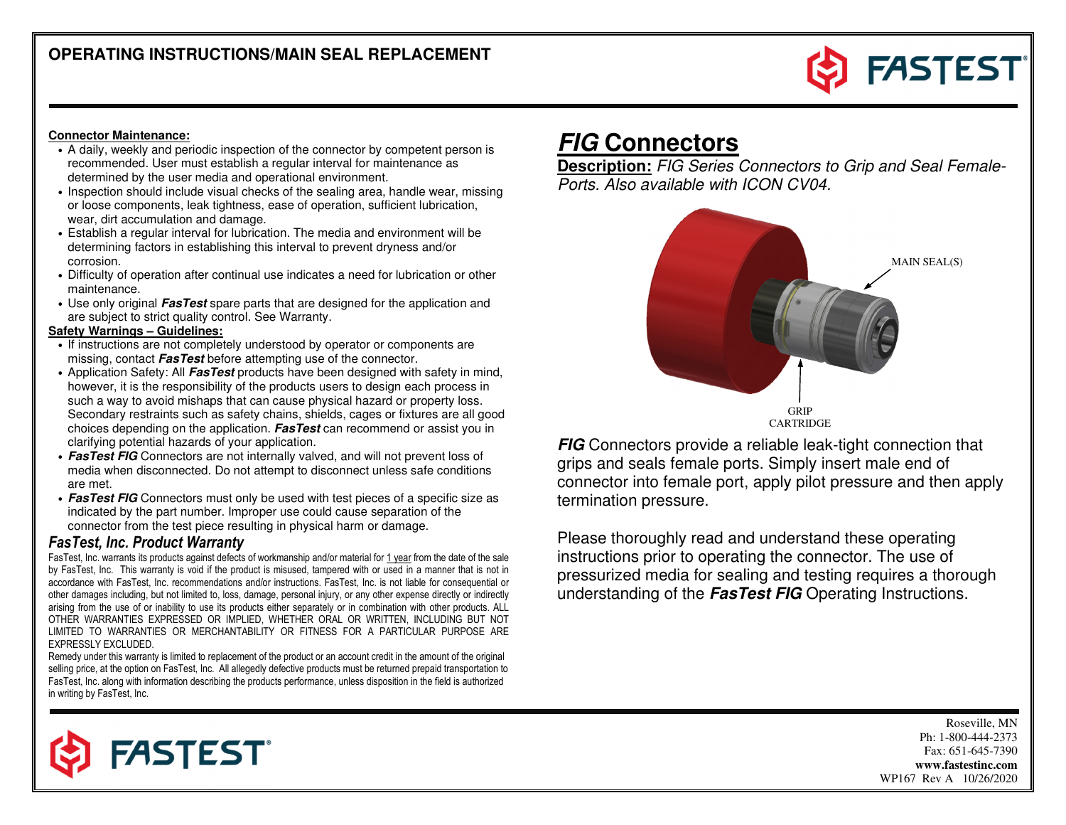# OPERATING INSTRUCTIONS/MAIN SEAL REPLACEMENT

**Connector Maintenance:**

- A daily, weekly and periodic inspection of the connector by competent person is recommended. User must establish a regular interval for maintenance as determined by the user media and operational environment.
- Inspection should include visual checks of the sealing area, handle wear, missing or loose components, leak tightness, ease of operation, sufficient lubrication, wear, dirt accumulation and damage.
- Establish a regular interval for lubrication. The media and environment will be determining factors in establishing this interval to prevent dryness and/or corrosion.
- Difficulty of operation after continual use indicates a need for lubrication or other maintenance.
- Use only original ***FasTest*** spare parts that are designed for the application and are subject to strict quality control. See Warranty.

**Safety Warnings – Guidelines:**

- If instructions are not completely understood by operator or components are missing, contact ***FasTest*** before attempting use of the connector.
- Application Safety: All ***FasTest*** products have been designed with safety in mind, however, it is the responsibility of the products users to design each process in such a way to avoid mishaps that can cause physical hazard or property loss. Secondary restraints such as safety chains, shields, cages or fixtures are all good choices depending on the application. ***FasTest*** can recommend or assist you in clarifying potential hazards of your application.
- ***FasTest FIG*** Connectors are not internally valved, and will not prevent loss of media when disconnected. Do not attempt to disconnect unless safe conditions are met.
- ***FasTest FIG*** Connectors must only be used with test pieces of a specific size as indicated by the part number. Improper use could cause separation of the connector from the test piece resulting in physical harm or damage.

## *FasTest, Inc. Product Warranty*

FasTest, Inc. warrants its products against defects of workmanship and/or material for 1 year from the date of the sale by FasTest, Inc. This warranty is void if the product is misused, tampered with or used in a manner that is not in accordance with FasTest, Inc. recommendations and/or instructions. FasTest, Inc. is not liable for consequential or other damages including, but not limited to, loss, damage, personal injury, or any other expense directly or indirectly arising from the use of or inability to use its products either separately or in combination with other products. ALL OTHER WARRANTIES EXPRESSED OR IMPLIED, WHETHER ORAL OR WRITTEN, INCLUDING BUT NOT LIMITED TO WARRANTIES OR MERCHANTABILITY OR FITNESS FOR A PARTICULAR PURPOSE ARE EXPRESSLY EXCLUDED.

Remedy under this warranty is limited to replacement of the product or an account credit in the amount of the original selling price, at the option on FasTest, Inc. All allegedly defective products must be returned prepaid transportation to FasTest, Inc. along with information describing the products performance, unless disposition in the field is authorized in writing by FasTest, Inc.

# *FIG* Connectors

**Description:** *FIG Series Connectors to Grip and Seal Female-Ports. Also available with ICON CV04.*

MAIN SEAL(S)

GRIP CARTRIDGE

***FIG*** Connectors provide a reliable leak-tight connection that grips and seals female ports. Simply insert male end of connector into female port, apply pilot pressure and then apply termination pressure.

Please thoroughly read and understand these operating instructions prior to operating the connector. The use of pressurized media for sealing and testing requires a thorough understanding of the ***FasTest FIG*** Operating Instructions.

Roseville, MN
Ph: 1-800-444-2373
Fax: 651-645-7390
**www.fastestinc.com**
WP167 Rev A 10/26/2020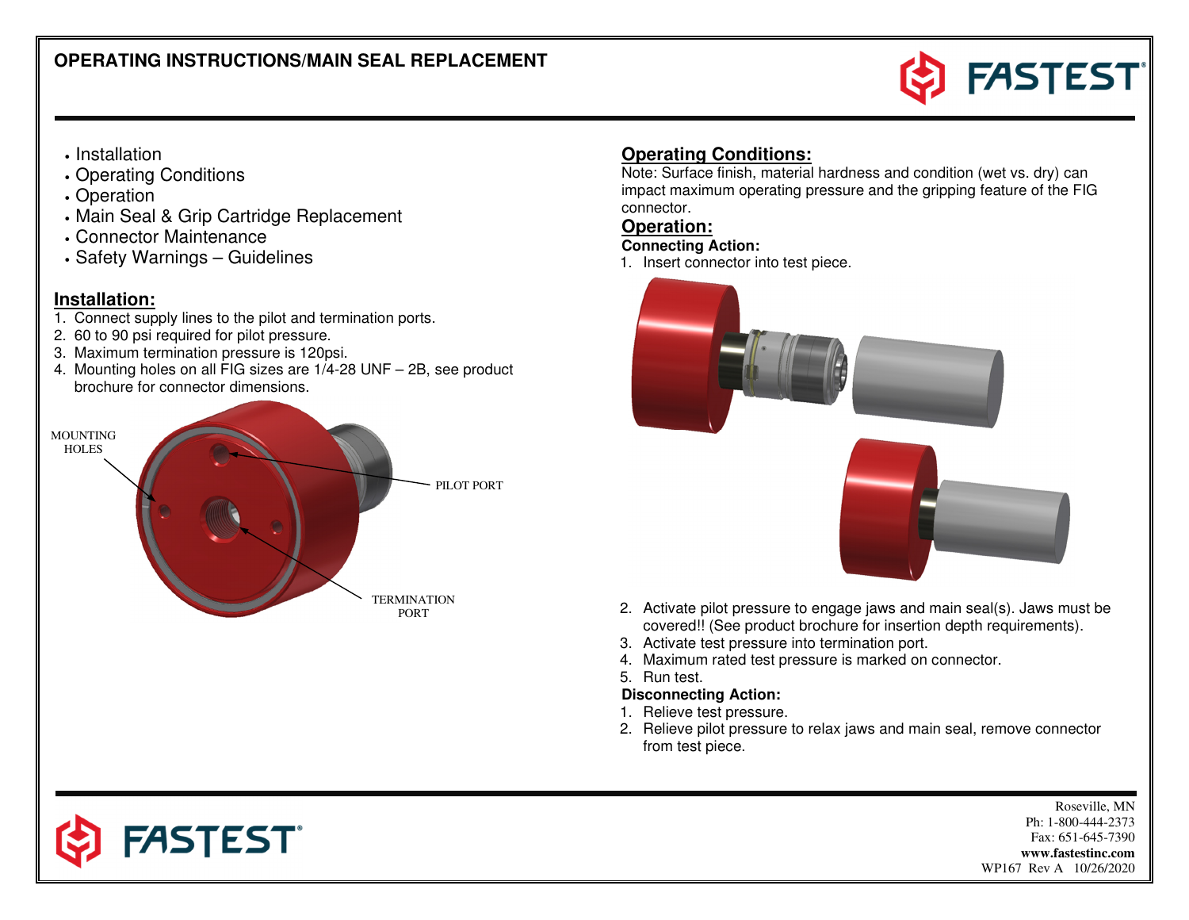# OPERATING INSTRUCTIONS/MAIN SEAL REPLACEMENT

- Installation
- Operating Conditions
- Operation
- Main Seal & Grip Cartridge Replacement
- Connector Maintenance
- Safety Warnings – Guidelines

## Installation:

1. Connect supply lines to the pilot and termination ports.
2. 60 to 90 psi required for pilot pressure.
3. Maximum termination pressure is 120psi.
4. Mounting holes on all FIG sizes are 1/4-28 UNF – 2B, see product brochure for connector dimensions.

MOUNTING HOLES

PILOT PORT

TERMINATION PORT

## Operating Conditions:

Note: Surface finish, material hardness and condition (wet vs. dry) can impact maximum operating pressure and the gripping feature of the FIG connector.

## Operation:

**Connecting Action:**

1. Insert connector into test piece.
2. Activate pilot pressure to engage jaws and main seal(s). Jaws must be covered!! (See product brochure for insertion depth requirements).
3. Activate test pressure into termination port.
4. Maximum rated test pressure is marked on connector.
5. Run test.

**Disconnecting Action:**

1. Relieve test pressure.
2. Relieve pilot pressure to relax jaws and main seal, remove connector from test piece.

Roseville, MN
Ph: 1-800-444-2373
Fax: 651-645-7390
**www.fastestinc.com**
WP167 Rev A 10/26/2020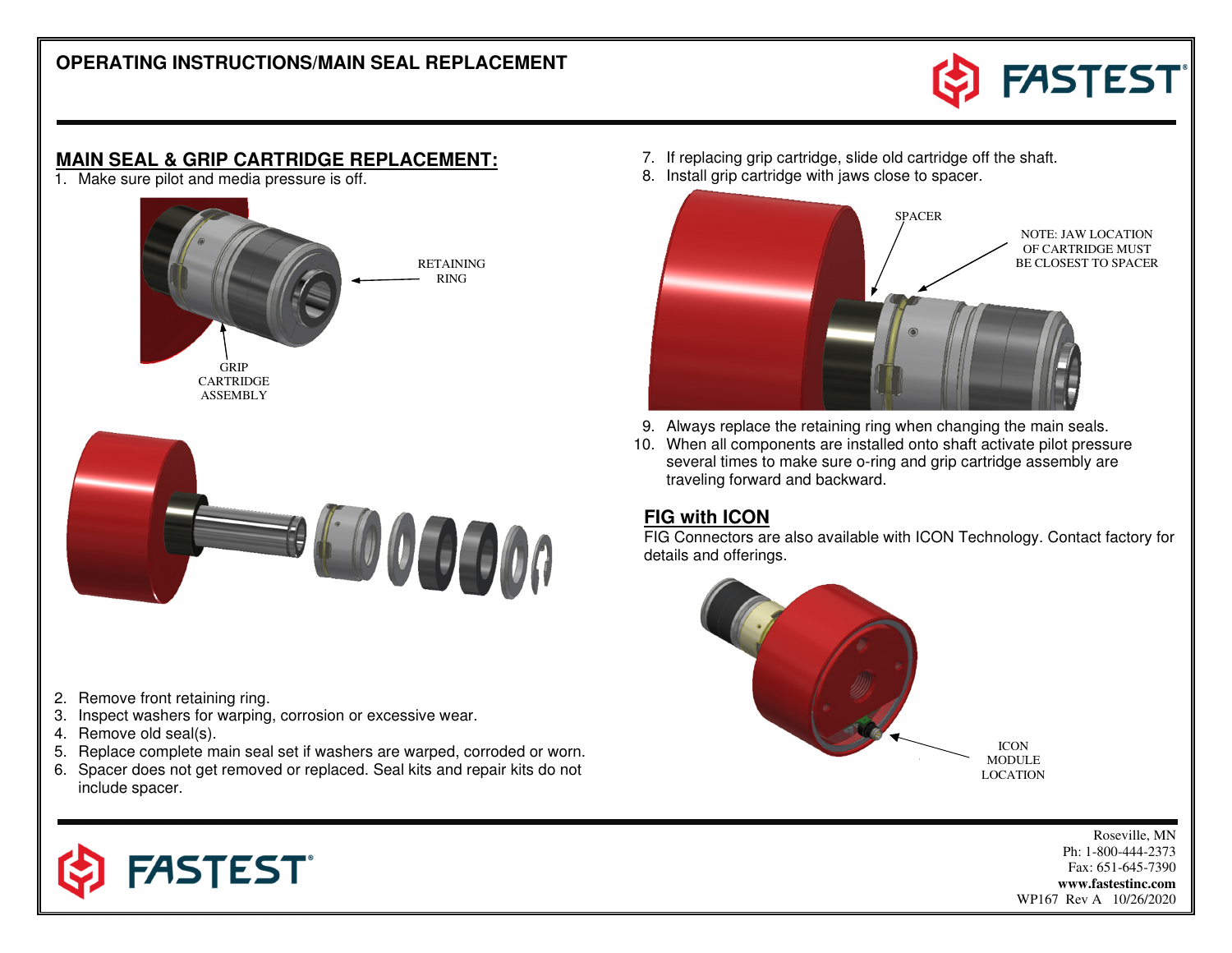# OPERATING INSTRUCTIONS/MAIN SEAL REPLACEMENT

## MAIN SEAL & GRIP CARTRIDGE REPLACEMENT:

1. Make sure pilot and media pressure is off.

RETAINING RING

GRIP CARTRIDGE ASSEMBLY

2. Remove front retaining ring.
3. Inspect washers for warping, corrosion or excessive wear.
4. Remove old seal(s).
5. Replace complete main seal set if washers are warped, corroded or worn.
6. Spacer does not get removed or replaced. Seal kits and repair kits do not include spacer.
7. If replacing grip cartridge, slide old cartridge off the shaft.
8. Install grip cartridge with jaws close to spacer.

SPACER

NOTE: JAW LOCATION OF CARTRIDGE MUST BE CLOSEST TO SPACER

9. Always replace the retaining ring when changing the main seals.
10. When all components are installed onto shaft activate pilot pressure several times to make sure o-ring and grip cartridge assembly are traveling forward and backward.

## FIG with ICON

FIG Connectors are also available with ICON Technology. Contact factory for details and offerings.

ICON MODULE LOCATION

Roseville, MN
Ph: 1-800-444-2373
Fax: 651-645-7390
**www.fastestinc.com**
WP167 Rev A 10/26/2020